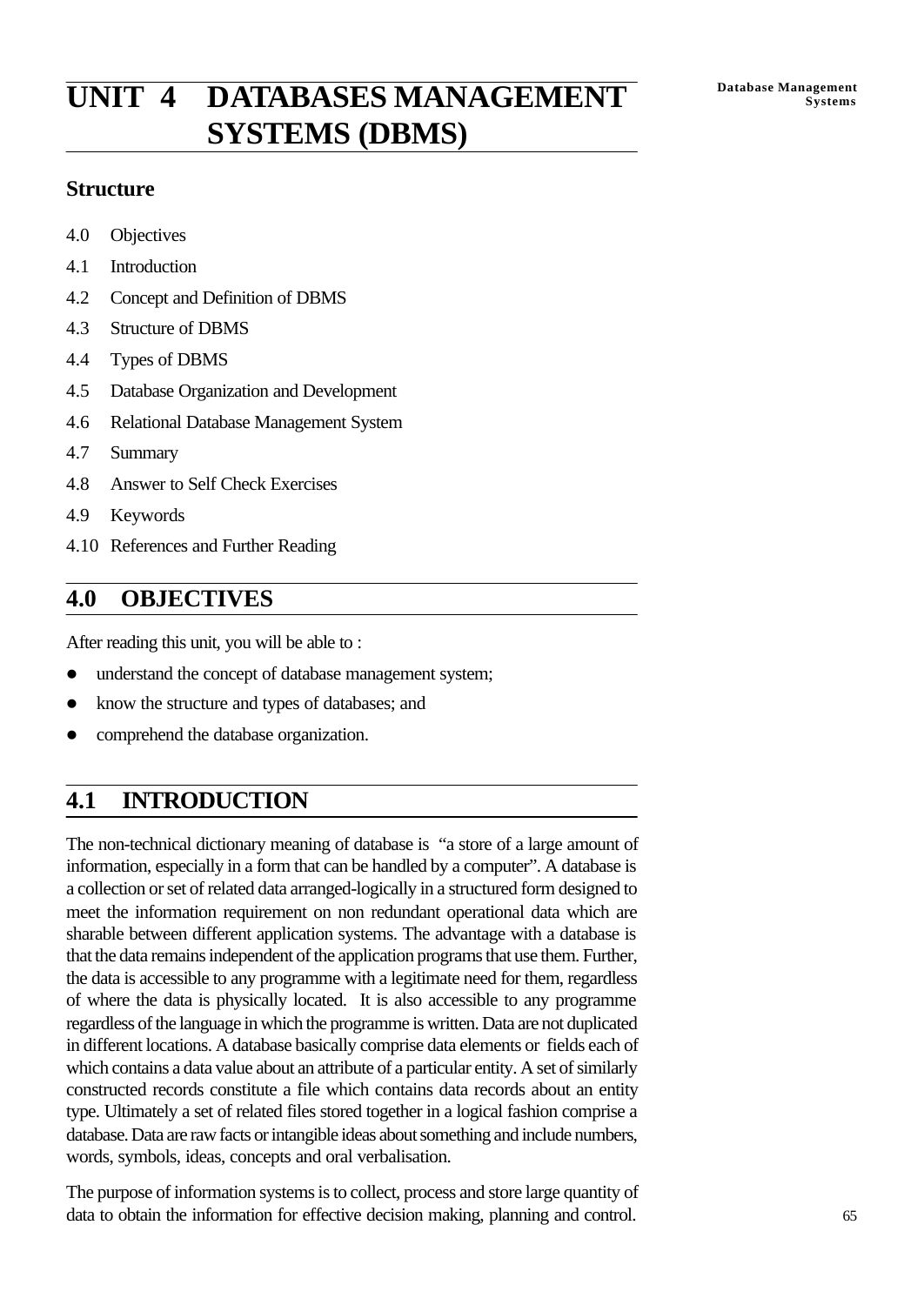# UNIT 4 DATABASES MANAGEMENT SYSTEMS (DBMS)

## Structure

4.0 Objectives

4.1 Introduction

4.2 Concept and Definition of DBMS

4.3 Structure of DBMS

4.4 Types of DBMS

4.5 Database Organization and Development

4.6 Relational Database Management System

4.7 Summary

4.8 Answer to Self Check Exercises

4.9 Keywords

4.10 References and Further Reading

## 4.0 OBJECTIVES

After reading this unit, you will be able to :

- understand the concept of database management system;
- know the structure and types of databases; and
- comprehend the database organization.

## 4.1 INTRODUCTION

The non-technical dictionary meaning of database is "a store of a large amount of information, especially in a form that can be handled by a computer". A database is a collection or set of related data arranged-logically in a structured form designed to meet the information requirement on non redundant operational data which are sharable between different application systems. The advantage with a database is that the data remains independent of the application programs that use them. Further, the data is accessible to any programme with a legitimate need for them, regardless of where the data is physically located. It is also accessible to any programme regardless of the language in which the programme is written. Data are not duplicated in different locations. A database basically comprise data elements or fields each of which contains a data value about an attribute of a particular entity. A set of similarly constructed records constitute a file which contains data records about an entity type. Ultimately a set of related files stored together in a logical fashion comprise a database. Data are raw facts or intangible ideas about something and include numbers, words, symbols, ideas, concepts and oral verbalisation.

The purpose of information systems is to collect, process and store large quantity of data to obtain the information for effective decision making, planning and control.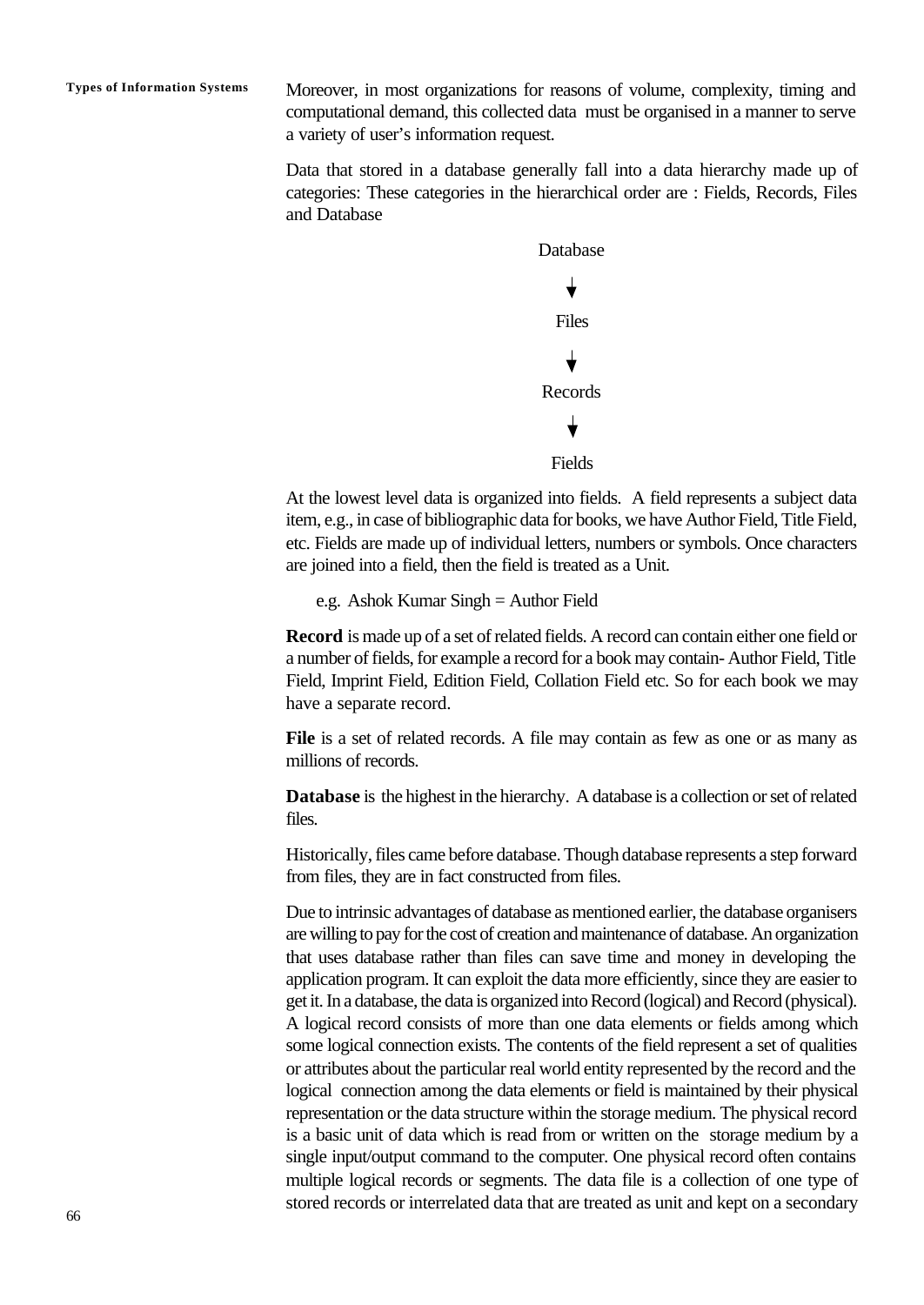Moreover, in most organizations for reasons of volume, complexity, timing and computational demand, this collected data must be organised in a manner to serve a variety of user's information request.

Data that stored in a database generally fall into a data hierarchy made up of categories: These categories in the hierarchical order are : Fields, Records, Files and Database

Database

↓

Files

↓

Records

↓

Fields

At the lowest level data is organized into fields. A field represents a subject data item, e.g., in case of bibliographic data for books, we have Author Field, Title Field, etc. Fields are made up of individual letters, numbers or symbols. Once characters are joined into a field, then the field is treated as a Unit.

e.g. Ashok Kumar Singh = Author Field

**Record** is made up of a set of related fields. A record can contain either one field or a number of fields, for example a record for a book may contain- Author Field, Title Field, Imprint Field, Edition Field, Collation Field etc. So for each book we may have a separate record.

**File** is a set of related records. A file may contain as few as one or as many as millions of records.

**Database** is the highest in the hierarchy. A database is a collection or set of related files.

Historically, files came before database. Though database represents a step forward from files, they are in fact constructed from files.

Due to intrinsic advantages of database as mentioned earlier, the database organisers are willing to pay for the cost of creation and maintenance of database. An organization that uses database rather than files can save time and money in developing the application program. It can exploit the data more efficiently, since they are easier to get it. In a database, the data is organized into Record (logical) and Record (physical). A logical record consists of more than one data elements or fields among which some logical connection exists. The contents of the field represent a set of qualities or attributes about the particular real world entity represented by the record and the logical connection among the data elements or field is maintained by their physical representation or the data structure within the storage medium. The physical record is a basic unit of data which is read from or written on the storage medium by a single input/output command to the computer. One physical record often contains multiple logical records or segments. The data file is a collection of one type of stored records or interrelated data that are treated as unit and kept on a secondary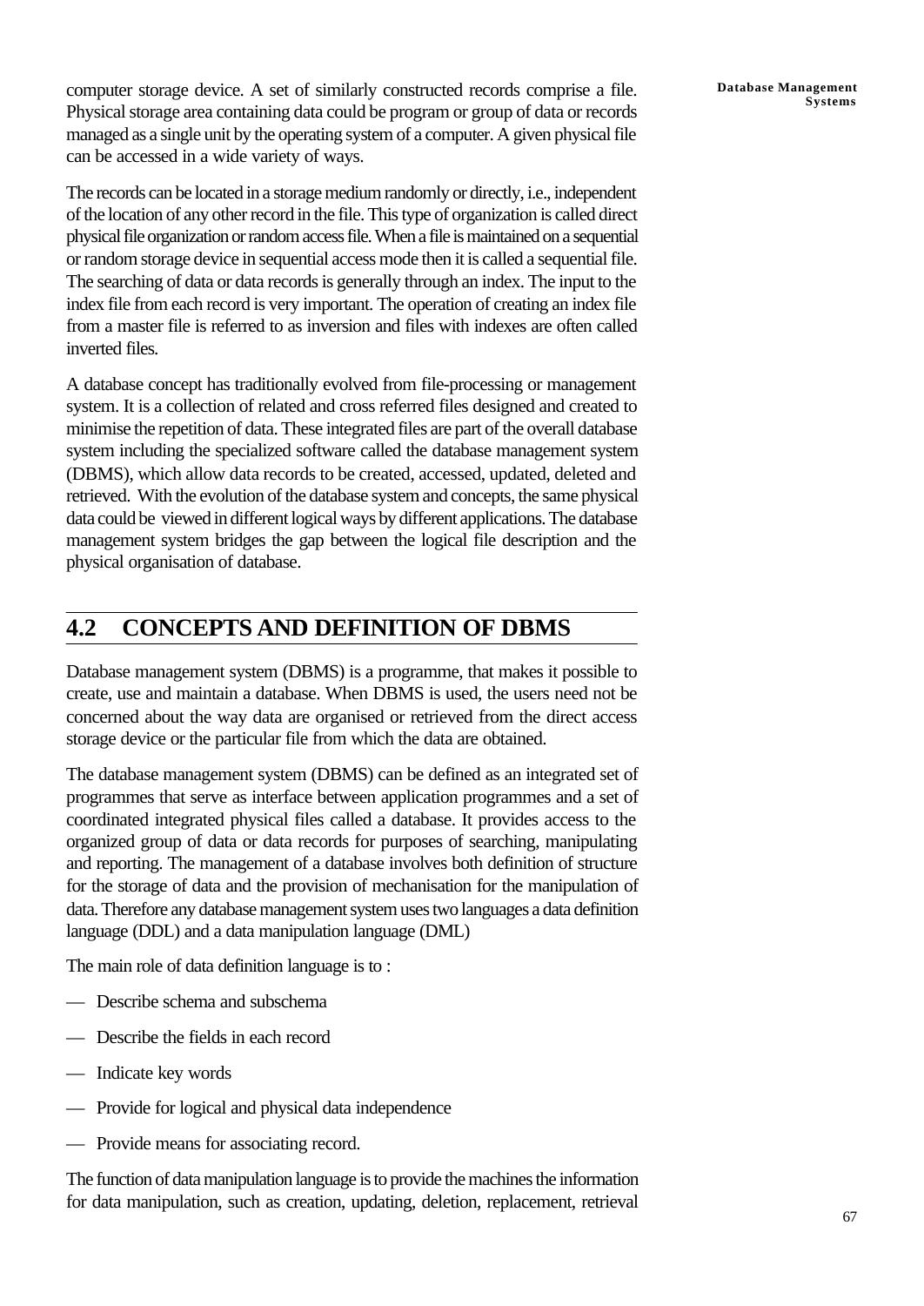computer storage device. A set of similarly constructed records comprise a file. Physical storage area containing data could be program or group of data or records managed as a single unit by the operating system of a computer. A given physical file can be accessed in a wide variety of ways.

The records can be located in a storage medium randomly or directly, i.e., independent of the location of any other record in the file. This type of organization is called direct physical file organization or random access file. When a file is maintained on a sequential or random storage device in sequential access mode then it is called a sequential file. The searching of data or data records is generally through an index. The input to the index file from each record is very important. The operation of creating an index file from a master file is referred to as inversion and files with indexes are often called inverted files.

A database concept has traditionally evolved from file-processing or management system. It is a collection of related and cross referred files designed and created to minimise the repetition of data. These integrated files are part of the overall database system including the specialized software called the database management system (DBMS), which allow data records to be created, accessed, updated, deleted and retrieved. With the evolution of the database system and concepts, the same physical data could be viewed in different logical ways by different applications. The database management system bridges the gap between the logical file description and the physical organisation of database.

## 4.2 CONCEPTS AND DEFINITION OF DBMS

Database management system (DBMS) is a programme, that makes it possible to create, use and maintain a database. When DBMS is used, the users need not be concerned about the way data are organised or retrieved from the direct access storage device or the particular file from which the data are obtained.

The database management system (DBMS) can be defined as an integrated set of programmes that serve as interface between application programmes and a set of coordinated integrated physical files called a database. It provides access to the organized group of data or data records for purposes of searching, manipulating and reporting. The management of a database involves both definition of structure for the storage of data and the provision of mechanisation for the manipulation of data. Therefore any database management system uses two languages a data definition language (DDL) and a data manipulation language (DML)

The main role of data definition language is to :

- Describe schema and subschema
- Describe the fields in each record
- Indicate key words
- Provide for logical and physical data independence
- Provide means for associating record.

The function of data manipulation language is to provide the machines the information for data manipulation, such as creation, updating, deletion, replacement, retrieval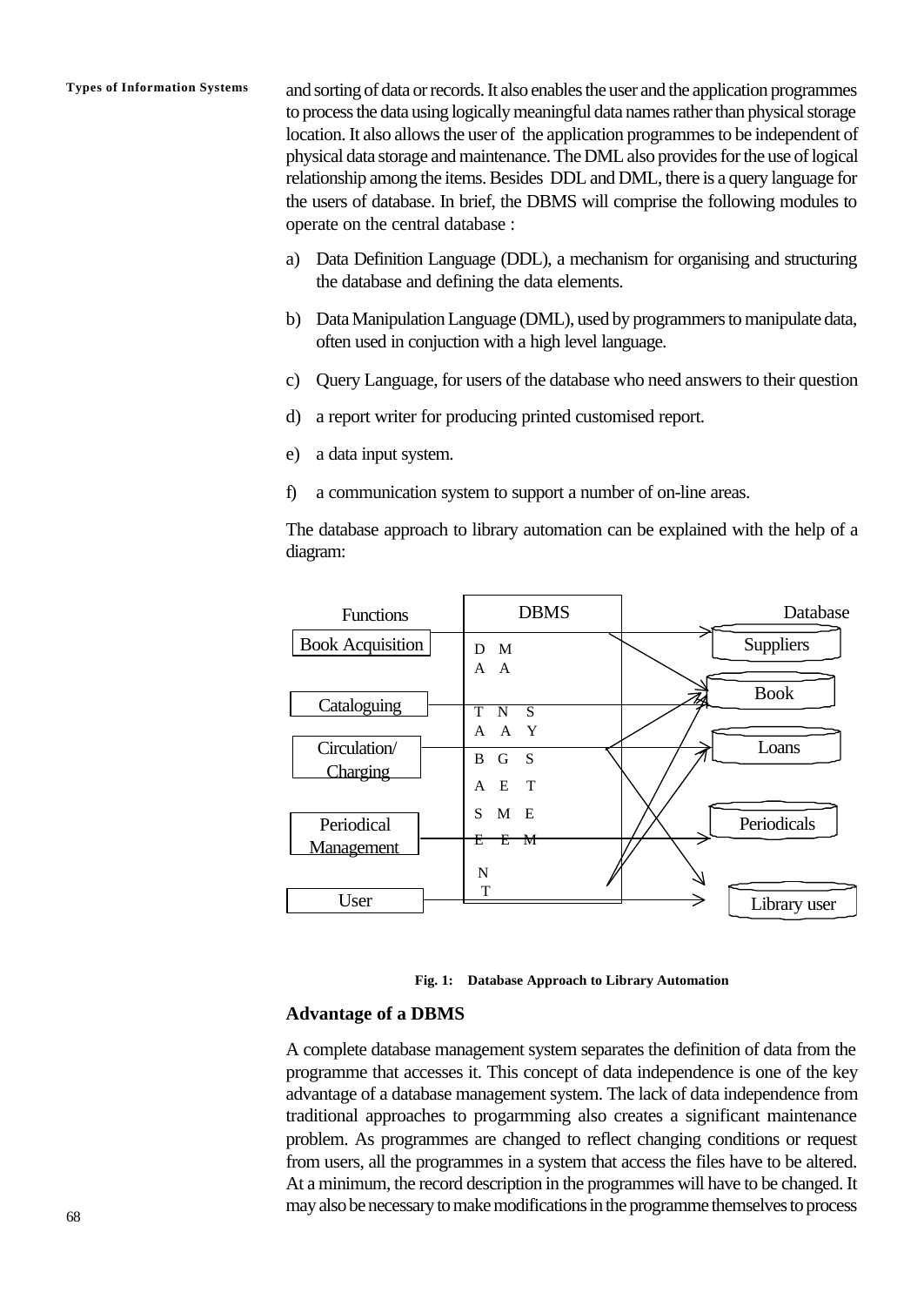and sorting of data or records. It also enables the user and the application programmes to process the data using logically meaningful data names rather than physical storage location. It also allows the user of the application programmes to be independent of physical data storage and maintenance. The DML also provides for the use of logical relationship among the items. Besides DDL and DML, there is a query language for the users of database. In brief, the DBMS will comprise the following modules to operate on the central database :

a) Data Definition Language (DDL), a mechanism for organising and structuring the database and defining the data elements.

b) Data Manipulation Language (DML), used by programmers to manipulate data, often used in conjuction with a high level language.

c) Query Language, for users of the database who need answers to their question

d) a report writer for producing printed customised report.

e) a data input system.

f) a communication system to support a number of on-line areas.

The database approach to library automation can be explained with the help of a diagram:

| Functions | DBMS | Database |
|---|---|---|
| Book Acquisition | DATABASE MANAGEMENT SYSTEM | Suppliers |
| Cataloguing | | Book |
| Circulation/ Charging | | Loans |
| Periodical Management | | Periodicals |
| User | | Library user |

**Fig. 1: Database Approach to Library Automation**

## Advantage of a DBMS

A complete database management system separates the definition of data from the programme that accesses it. This concept of data independence is one of the key advantage of a database management system. The lack of data independence from traditional approaches to progarmming also creates a significant maintenance problem. As programmes are changed to reflect changing conditions or request from users, all the programmes in a system that access the files have to be altered. At a minimum, the record description in the programmes will have to be changed. It may also be necessary to make modifications in the programme themselves to process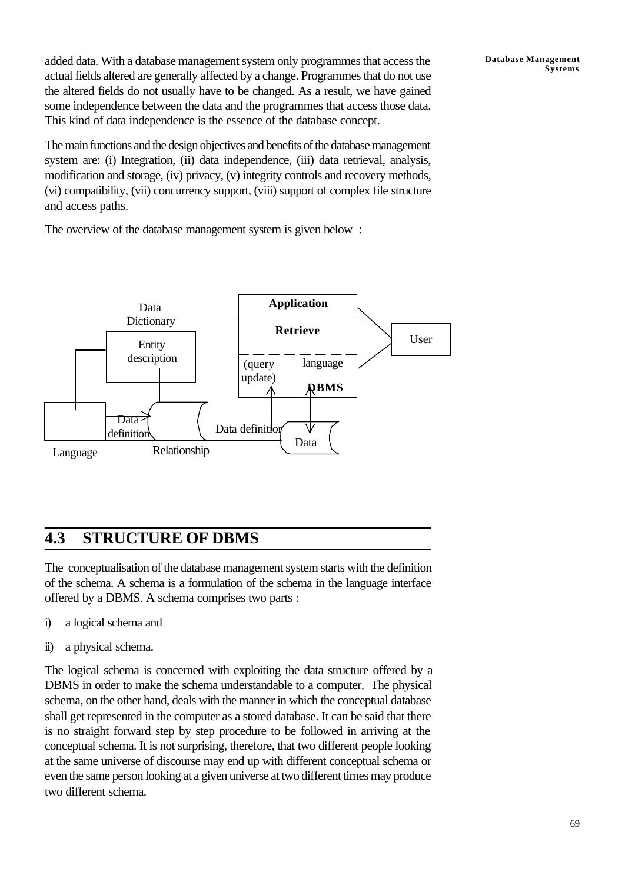added data. With a database management system only programmes that access the actual fields altered are generally affected by a change. Programmes that do not use the altered fields do not usually have to be changed. As a result, we have gained some independence between the data and the programmes that access those data. This kind of data independence is the essence of the database concept.

The main functions and the design objectives and benefits of the database management system are: (i) Integration, (ii) data independence, (iii) data retrieval, analysis, modification and storage, (iv) privacy, (v) integrity controls and recovery methods, (vi) compatibility, (vii) concurrency support, (viii) support of complex file structure and access paths.

The overview of the database management system is given below :

Data Dictionary

Entity description

**Application**

**Retrieve**

(query update) language

**DBMS**

User

Data definition

Data definition

Data

Language

Relationship

## 4.3 STRUCTURE OF DBMS

The conceptualisation of the database management system starts with the definition of the schema. A schema is a formulation of the schema in the language interface offered by a DBMS. A schema comprises two parts :

i) a logical schema and

ii) a physical schema.

The logical schema is concerned with exploiting the data structure offered by a DBMS in order to make the schema understandable to a computer. The physical schema, on the other hand, deals with the manner in which the conceptual database shall get represented in the computer as a stored database. It can be said that there is no straight forward step by step procedure to be followed in arriving at the conceptual schema. It is not surprising, therefore, that two different people looking at the same universe of discourse may end up with different conceptual schema or even the same person looking at a given universe at two different times may produce two different schema.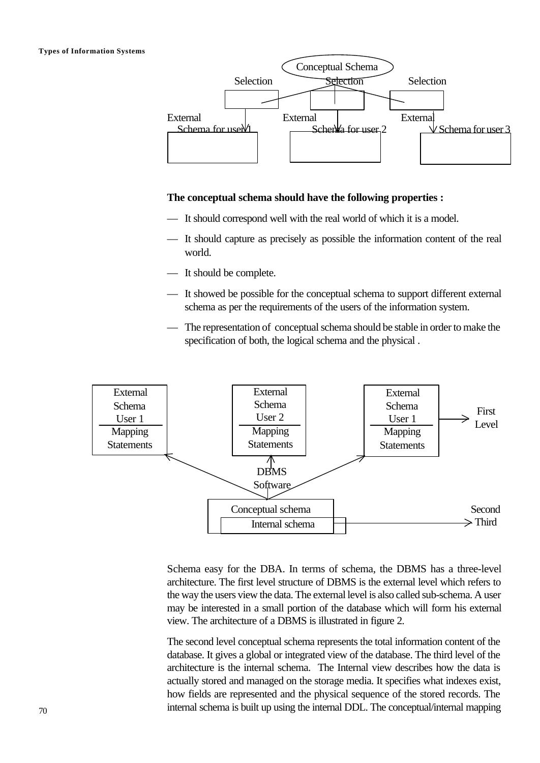Conceptual Schema

Selection Selection Selection

External Schema for user 1 External Schema for user 2 External Schema for user 3

**The conceptual schema should have the following properties :**

— It should correspond well with the real world of which it is a model.

— It should capture as precisely as possible the information content of the real world.

— It should be complete.

— It showed be possible for the conceptual schema to support different external schema as per the requirements of the users of the information system.

— The representation of conceptual schema should be stable in order to make the specification of both, the logical schema and the physical .

External Schema User 1 / Mapping Statements — External Schema User 2 / Mapping Statements — External Schema User 1 / Mapping Statements — First Level

DBMS Software

Conceptual schema — Second

Internal schema — Third

Schema easy for the DBA. In terms of schema, the DBMS has a three-level architecture. The first level structure of DBMS is the external level which refers to the way the users view the data. The external level is also called sub-schema. A user may be interested in a small portion of the database which will form his external view. The architecture of a DBMS is illustrated in figure 2.

The second level conceptual schema represents the total information content of the database. It gives a global or integrated view of the database. The third level of the architecture is the internal schema. The Internal view describes how the data is actually stored and managed on the storage media. It specifies what indexes exist, how fields are represented and the physical sequence of the stored records. The internal schema is built up using the internal DDL. The conceptual/internal mapping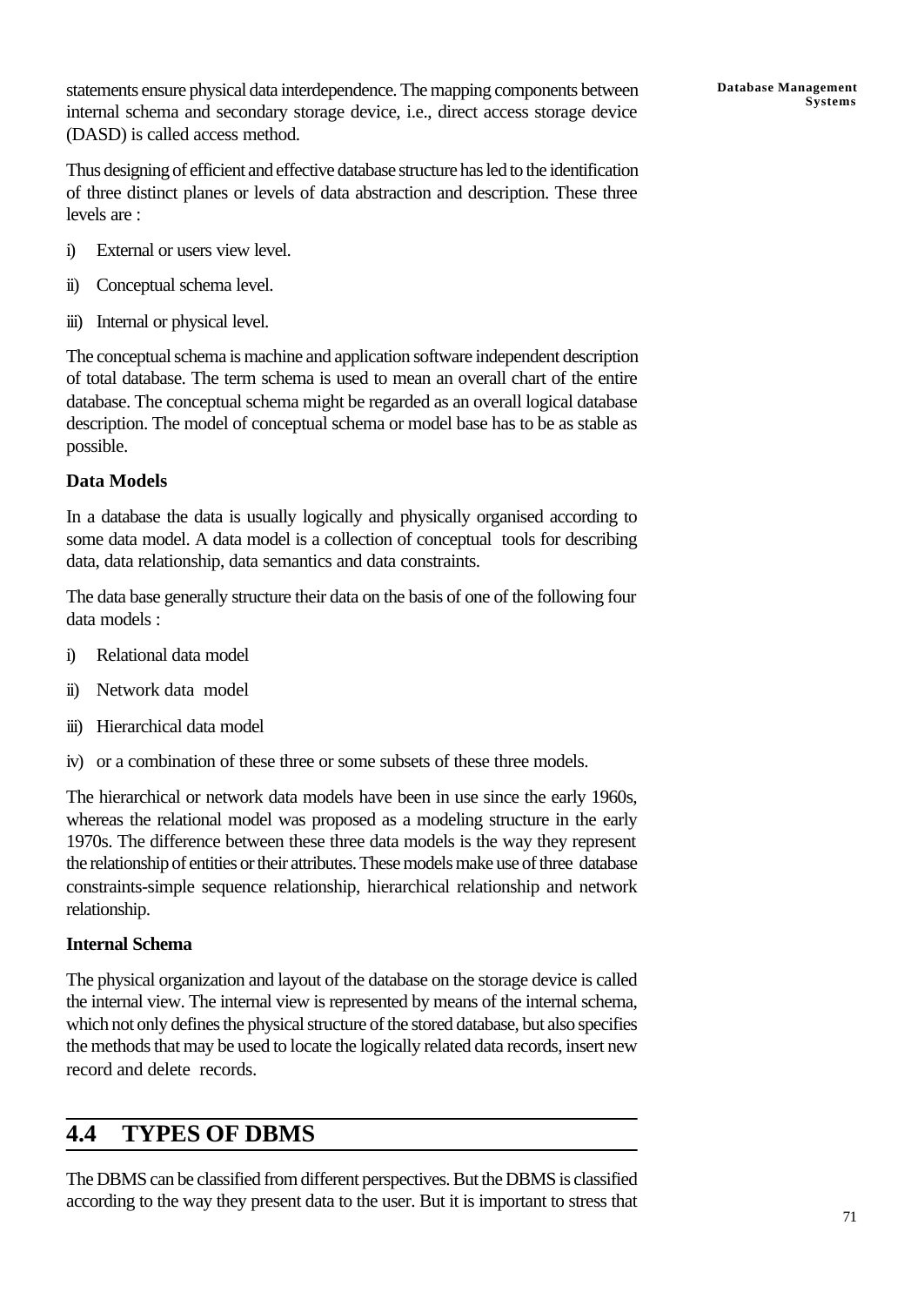statements ensure physical data interdependence. The mapping components between internal schema and secondary storage device, i.e., direct access storage device (DASD) is called access method.

Thus designing of efficient and effective database structure has led to the identification of three distinct planes or levels of data abstraction and description. These three levels are :

i) External or users view level.

ii) Conceptual schema level.

iii) Internal or physical level.

The conceptual schema is machine and application software independent description of total database. The term schema is used to mean an overall chart of the entire database. The conceptual schema might be regarded as an overall logical database description. The model of conceptual schema or model base has to be as stable as possible.

**Data Models**

In a database the data is usually logically and physically organised according to some data model. A data model is a collection of conceptual tools for describing data, data relationship, data semantics and data constraints.

The data base generally structure their data on the basis of one of the following four data models :

i) Relational data model

ii) Network data model

iii) Hierarchical data model

iv) or a combination of these three or some subsets of these three models.

The hierarchical or network data models have been in use since the early 1960s, whereas the relational model was proposed as a modeling structure in the early 1970s. The difference between these three data models is the way they represent the relationship of entities or their attributes. These models make use of three database constraints-simple sequence relationship, hierarchical relationship and network relationship.

**Internal Schema**

The physical organization and layout of the database on the storage device is called the internal view. The internal view is represented by means of the internal schema, which not only defines the physical structure of the stored database, but also specifies the methods that may be used to locate the logically related data records, insert new record and delete records.

## 4.4 TYPES OF DBMS

The DBMS can be classified from different perspectives. But the DBMS is classified according to the way they present data to the user. But it is important to stress that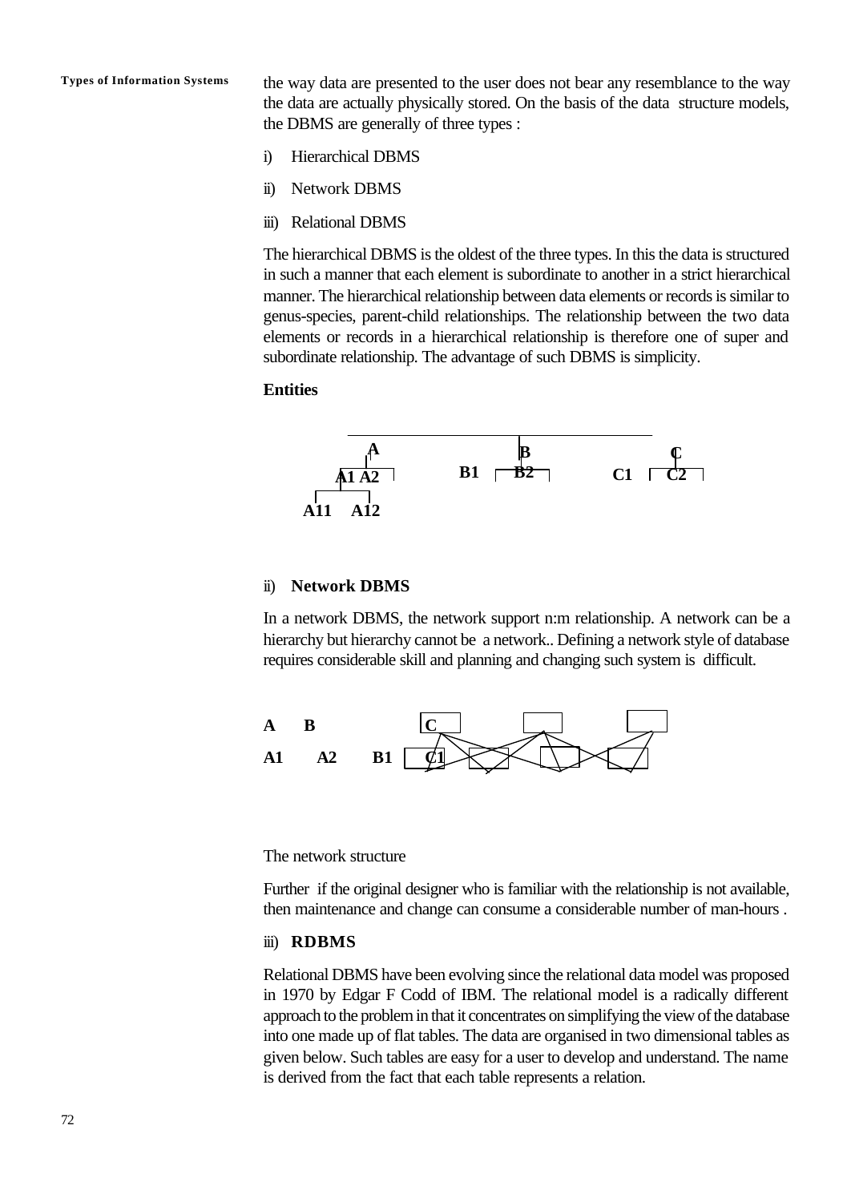the way data are presented to the user does not bear any resemblance to the way the data are actually physically stored. On the basis of the data structure models, the DBMS are generally of three types :

i) Hierarchical DBMS

ii) Network DBMS

iii) Relational DBMS

The hierarchical DBMS is the oldest of the three types. In this the data is structured in such a manner that each element is subordinate to another in a strict hierarchical manner. The hierarchical relationship between data elements or records is similar to genus-species, parent-child relationships. The relationship between the two data elements or records in a hierarchical relationship is therefore one of super and subordinate relationship. The advantage of such DBMS is simplicity.

**Entities**

A B C

A1 A2 B1 B2 C1 C2

A11 A12

ii) **Network DBMS**

In a network DBMS, the network support n:m relationship. A network can be a hierarchy but hierarchy cannot be a network.. Defining a network style of database requires considerable skill and planning and changing such system is difficult.

**A** **B** **C**

**A1** **A2** **B1** **C1**

The network structure

Further if the original designer who is familiar with the relationship is not available, then maintenance and change can consume a considerable number of man-hours .

iii) **RDBMS**

Relational DBMS have been evolving since the relational data model was proposed in 1970 by Edgar F Codd of IBM. The relational model is a radically different approach to the problem in that it concentrates on simplifying the view of the database into one made up of flat tables. The data are organised in two dimensional tables as given below. Such tables are easy for a user to develop and understand. The name is derived from the fact that each table represents a relation.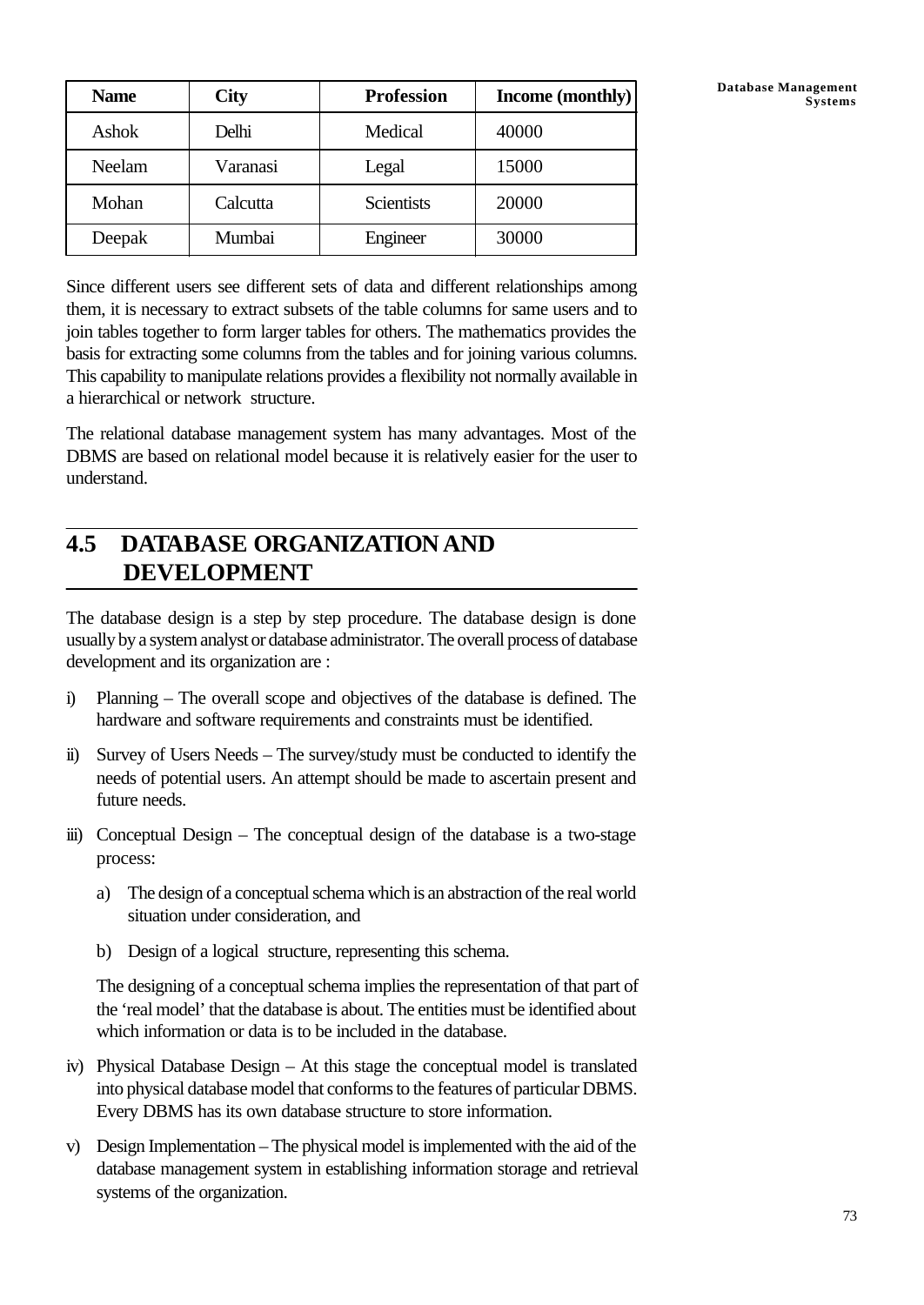| Name | City | Profession | Income (monthly) |
|---|---|---|---|
| Ashok | Delhi | Medical | 40000 |
| Neelam | Varanasi | Legal | 15000 |
| Mohan | Calcutta | Scientists | 20000 |
| Deepak | Mumbai | Engineer | 30000 |

Since different users see different sets of data and different relationships among them, it is necessary to extract subsets of the table columns for same users and to join tables together to form larger tables for others. The mathematics provides the basis for extracting some columns from the tables and for joining various columns. This capability to manipulate relations provides a flexibility not normally available in a hierarchical or network structure.

The relational database management system has many advantages. Most of the DBMS are based on relational model because it is relatively easier for the user to understand.

## 4.5 DATABASE ORGANIZATION AND DEVELOPMENT

The database design is a step by step procedure. The database design is done usually by a system analyst or database administrator. The overall process of database development and its organization are :

i) Planning – The overall scope and objectives of the database is defined. The hardware and software requirements and constraints must be identified.

ii) Survey of Users Needs – The survey/study must be conducted to identify the needs of potential users. An attempt should be made to ascertain present and future needs.

iii) Conceptual Design – The conceptual design of the database is a two-stage process:

   a) The design of a conceptual schema which is an abstraction of the real world situation under consideration, and

   b) Design of a logical structure, representing this schema.

   The designing of a conceptual schema implies the representation of that part of the 'real model' that the database is about. The entities must be identified about which information or data is to be included in the database.

iv) Physical Database Design – At this stage the conceptual model is translated into physical database model that conforms to the features of particular DBMS. Every DBMS has its own database structure to store information.

v) Design Implementation – The physical model is implemented with the aid of the database management system in establishing information storage and retrieval systems of the organization.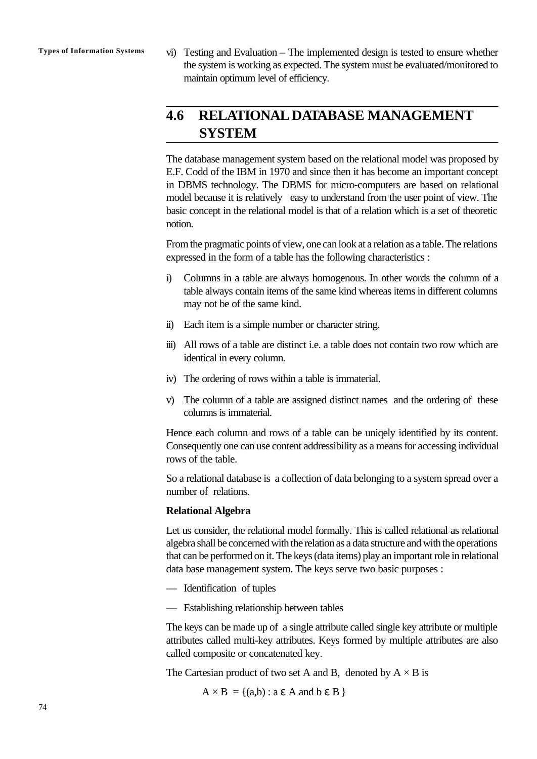vi) Testing and Evaluation – The implemented design is tested to ensure whether the system is working as expected. The system must be evaluated/monitored to maintain optimum level of efficiency.

## 4.6 RELATIONAL DATABASE MANAGEMENT SYSTEM

The database management system based on the relational model was proposed by E.F. Codd of the IBM in 1970 and since then it has become an important concept in DBMS technology. The DBMS for micro-computers are based on relational model because it is relatively easy to understand from the user point of view. The basic concept in the relational model is that of a relation which is a set of theoretic notion.

From the pragmatic points of view, one can look at a relation as a table. The relations expressed in the form of a table has the following characteristics :

i) Columns in a table are always homogenous. In other words the column of a table always contain items of the same kind whereas items in different columns may not be of the same kind.

ii) Each item is a simple number or character string.

iii) All rows of a table are distinct i.e. a table does not contain two row which are identical in every column.

iv) The ordering of rows within a table is immaterial.

v) The column of a table are assigned distinct names and the ordering of these columns is immaterial.

Hence each column and rows of a table can be uniqely identified by its content. Consequently one can use content addressibility as a means for accessing individual rows of the table.

So a relational database is a collection of data belonging to a system spread over a number of relations.

**Relational Algebra**

Let us consider, the relational model formally. This is called relational as relational algebra shall be concerned with the relation as a data structure and with the operations that can be performed on it. The keys (data items) play an important role in relational data base management system. The keys serve two basic purposes :

— Identification of tuples

— Establishing relationship between tables

The keys can be made up of a single attribute called single key attribute or multiple attributes called multi-key attributes. Keys formed by multiple attributes are also called composite or concatenated key.

The Cartesian product of two set A and B, denoted by $A \times B$ is

$$A \times B = \{(a,b) : a \in A \text{ and } b \in B\}$$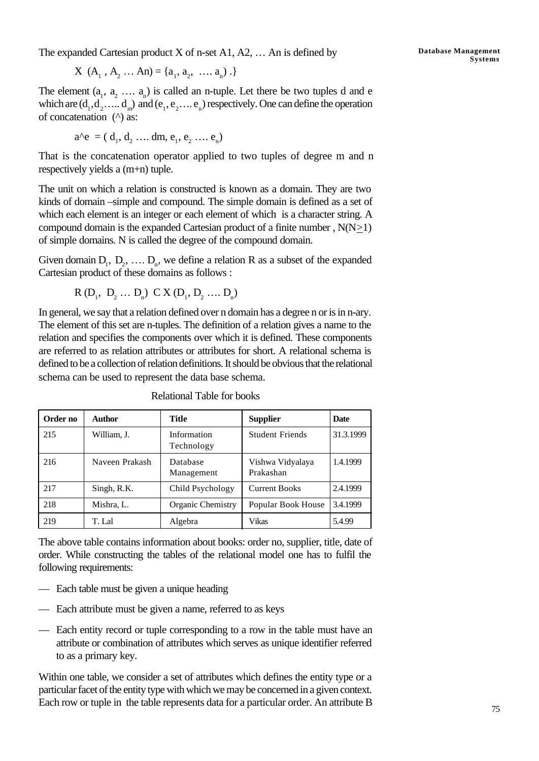The expanded Cartesian product X of n-set A1, A2, … An is defined by

$$X\ (A_1\ , A_2\ \ldots\ An) = \{a_1, a_2,\ \ldots.\ a_n)\ .\}$$

The element $(a_1,\ a_2\ \ldots.\ a_n)$ is called an n-tuple. Let there be two tuples d and e which are $(d_1, d_2\ldots..\ d_m)$ and $(e_1, e_2\ldots.\ e_n)$ respectively. One can define the operation of concatenation (^) as:

$$a\wedge e\ = (\ d_1,\ d_2\ \ldots.\ dm,\ e_1,\ e_2\ \ldots.\ e_n)$$

That is the concatenation operator applied to two tuples of degree m and n respectively yields a (m+n) tuple.

The unit on which a relation is constructed is known as a domain. They are two kinds of domain –simple and compound. The simple domain is defined as a set of which each element is an integer or each element of which is a character string. A compound domain is the expanded Cartesian product of a finite number , $N(N\geq 1)$ of simple domains. N is called the degree of the compound domain.

Given domain $D_1,\ D_2,\ \ldots.\ D_n$, we define a relation R as a subset of the expanded Cartesian product of these domains as follows :

$$R\ (D_1,\ \ D_2\ \ldots\ D_n)\ \ C\ X\ (D_1,\ D_2\ \ldots.\ D_n)$$

In general, we say that a relation defined over n domain has a degree n or is in n-ary. The element of this set are n-tuples. The definition of a relation gives a name to the relation and specifies the components over which it is defined. These components are referred to as relation attributes or attributes for short. A relational schema is defined to be a collection of relation definitions. It should be obvious that the relational schema can be used to represent the data base schema.

Relational Table for books

| Order no | Author | Title | Supplier | Date |
|---|---|---|---|---|
| 215 | William, J. | Information Technology | Student Friends | 31.3.1999 |
| 216 | Naveen Prakash | Database Management | Vishwa Vidyalaya Prakashan | 1.4.1999 |
| 217 | Singh, R.K. | Child Psychology | Current Books | 2.4.1999 |
| 218 | Mishra, L. | Organic Chemistry | Popular Book House | 3.4.1999 |
| 219 | T. Lal | Algebra | Vikas | 5.4.99 |

The above table contains information about books: order no, supplier, title, date of order. While constructing the tables of the relational model one has to fulfil the following requirements:

- Each table must be given a unique heading
- Each attribute must be given a name, referred to as keys
- Each entity record or tuple corresponding to a row in the table must have an attribute or combination of attributes which serves as unique identifier referred to as a primary key.

Within one table, we consider a set of attributes which defines the entity type or a particular facet of the entity type with which we may be concerned in a given context. Each row or tuple in the table represents data for a particular order. An attribute B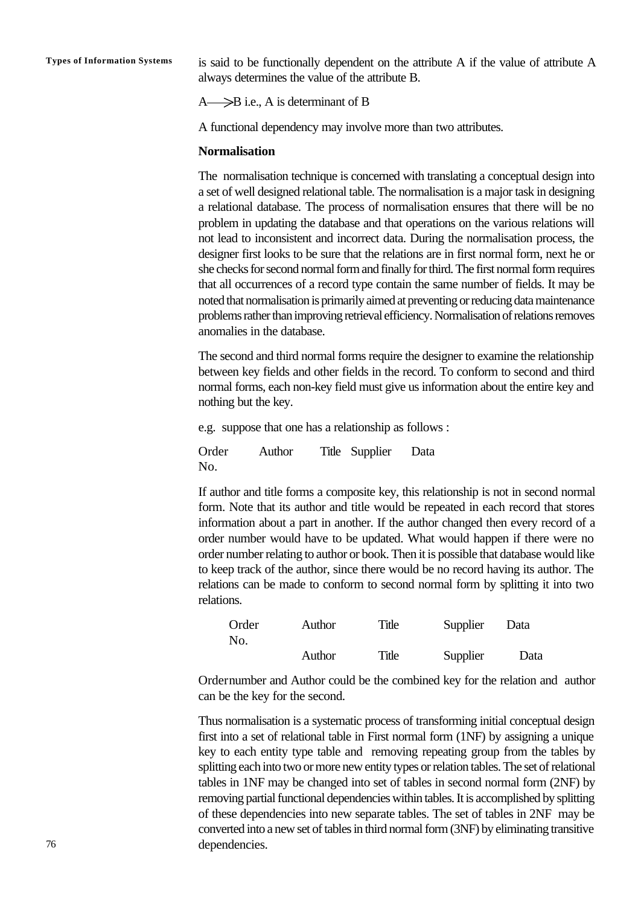is said to be functionally dependent on the attribute A if the value of attribute A always determines the value of the attribute B.

$A \longrightarrow B$ i.e., A is determinant of B

A functional dependency may involve more than two attributes.

**Normalisation**

The normalisation technique is concerned with translating a conceptual design into a set of well designed relational table. The normalisation is a major task in designing a relational database. The process of normalisation ensures that there will be no problem in updating the database and that operations on the various relations will not lead to inconsistent and incorrect data. During the normalisation process, the designer first looks to be sure that the relations are in first normal form, next he or she checks for second normal form and finally for third. The first normal form requires that all occurrences of a record type contain the same number of fields. It may be noted that normalisation is primarily aimed at preventing or reducing data maintenance problems rather than improving retrieval efficiency. Normalisation of relations removes anomalies in the database.

The second and third normal forms require the designer to examine the relationship between key fields and other fields in the record. To conform to second and third normal forms, each non-key field must give us information about the entire key and nothing but the key.

e.g. suppose that one has a relationship as follows :

| Order No. | Author | Title | Supplier | Data |
|---|---|---|---|---|

If author and title forms a composite key, this relationship is not in second normal form. Note that its author and title would be repeated in each record that stores information about a part in another. If the author changed then every record of a order number would have to be updated. What would happen if there were no order number relating to author or book. Then it is possible that database would like to keep track of the author, since there would be no record having its author. The relations can be made to conform to second normal form by splitting it into two relations.

| Order No. | Author | Title | Supplier | Data |
|---|---|---|---|---|
| | Author | Title | Supplier | Data |

Ordernumber and Author could be the combined key for the relation and author can be the key for the second.

Thus normalisation is a systematic process of transforming initial conceptual design first into a set of relational table in First normal form (1NF) by assigning a unique key to each entity type table and removing repeating group from the tables by splitting each into two or more new entity types or relation tables. The set of relational tables in 1NF may be changed into set of tables in second normal form (2NF) by removing partial functional dependencies within tables. It is accomplished by splitting of these dependencies into new separate tables. The set of tables in 2NF may be converted into a new set of tables in third normal form (3NF) by eliminating transitive dependencies.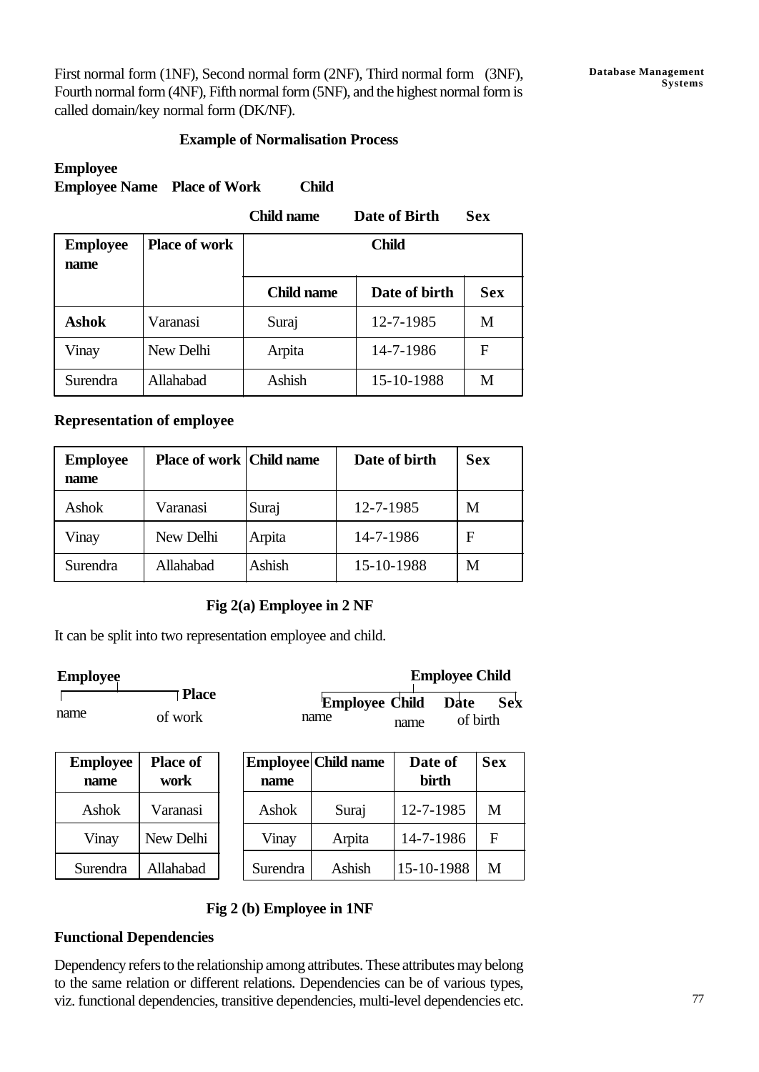First normal form (1NF), Second normal form (2NF), Third normal form (3NF), Fourth normal form (4NF), Fifth normal form (5NF), and the highest normal form is called domain/key normal form (DK/NF).

**Example of Normalisation Process**

**Employee**

**Employee Name  Place of Work  Child**

**Child name  Date of Birth  Sex**

| Employee name | Place of work | Child | | |
|---|---|---|---|---|
| | | **Child name** | **Date of birth** | **Sex** |
| **Ashok** | Varanasi | Suraj | 12-7-1985 | M |
| Vinay | New Delhi | Arpita | 14-7-1986 | F |
| Surendra | Allahabad | Ashish | 15-10-1988 | M |

**Representation of employee**

| Employee name | Place of work | Child name | Date of birth | Sex |
|---|---|---|---|---|
| Ashok | Varanasi | Suraj | 12-7-1985 | M |
| Vinay | New Delhi | Arpita | 14-7-1986 | F |
| Surendra | Allahabad | Ashish | 15-10-1988 | M |

**Fig 2(a) Employee in 2 NF**

It can be split into two representation employee and child.

**Employee**

name  **Place** of work

**Employee Child**

**Employee** name  **Child** name  **Date** of birth  **Sex**

| Employee name | Place of work |
|---|---|
| Ashok | Varanasi |
| Vinay | New Delhi |
| Surendra | Allahabad |

| Employee name | Child name | Date of birth | Sex |
|---|---|---|---|
| Ashok | Suraj | 12-7-1985 | M |
| Vinay | Arpita | 14-7-1986 | F |
| Surendra | Ashish | 15-10-1988 | M |

**Fig 2 (b) Employee in 1NF**

**Functional Dependencies**

Dependency refers to the relationship among attributes. These attributes may belong to the same relation or different relations. Dependencies can be of various types, viz. functional dependencies, transitive dependencies, multi-level dependencies etc.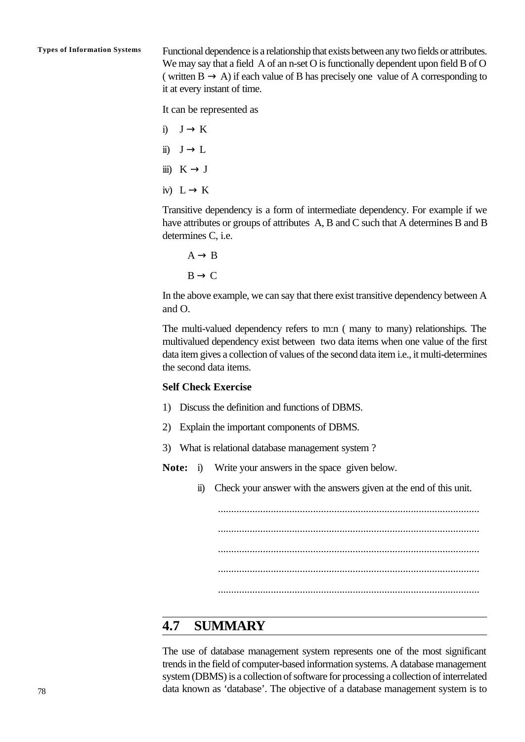Functional dependence is a relationship that exists between any two fields or attributes. We may say that a field A of an n-set O is functionally dependent upon field B of O ( written B → A) if each value of B has precisely one value of A corresponding to it at every instant of time.

It can be represented as

i) J → K

ii) J → L

iii) K → J

iv) L → K

Transitive dependency is a form of intermediate dependency. For example if we have attributes or groups of attributes A, B and C such that A determines B and B determines C, i.e.

A → B

B → C

In the above example, we can say that there exist transitive dependency between A and O.

The multi-valued dependency refers to m:n ( many to many) relationships. The multivalued dependency exist between two data items when one value of the first data item gives a collection of values of the second data item i.e., it multi-determines the second data items.

**Self Check Exercise**

1) Discuss the definition and functions of DBMS.

2) Explain the important components of DBMS.

3) What is relational database management system ?

**Note:** i) Write your answers in the space given below.

ii) Check your answer with the answers given at the end of this unit.

..................................................................................................

..................................................................................................

..................................................................................................

..................................................................................................

..................................................................................................

## 4.7 SUMMARY

The use of database management system represents one of the most significant trends in the field of computer-based information systems. A database management system (DBMS) is a collection of software for processing a collection of interrelated data known as 'database'. The objective of a database management system is to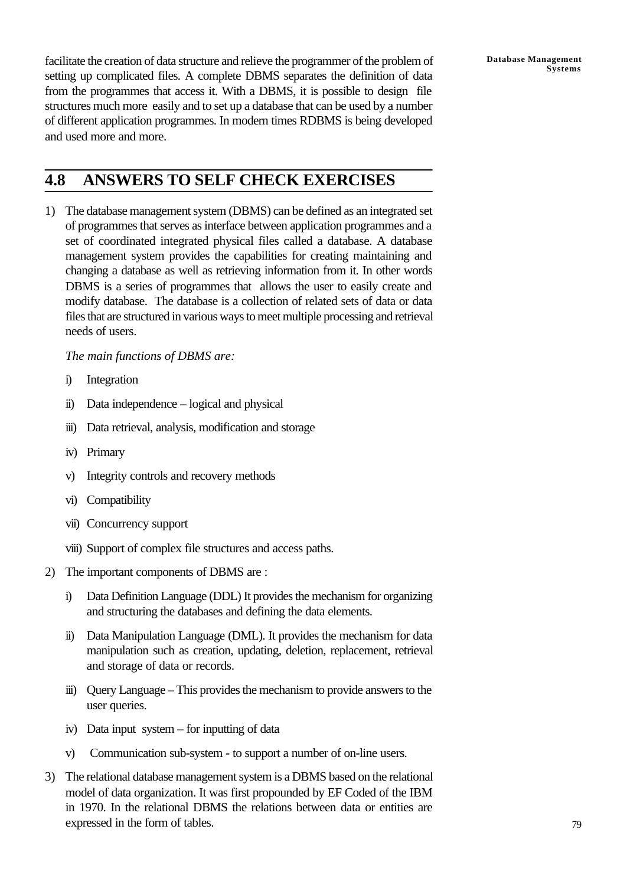facilitate the creation of data structure and relieve the programmer of the problem of setting up complicated files. A complete DBMS separates the definition of data from the programmes that access it. With a DBMS, it is possible to design file structures much more easily and to set up a database that can be used by a number of different application programmes. In modern times RDBMS is being developed and used more and more.

## 4.8 ANSWERS TO SELF CHECK EXERCISES

1) The database management system (DBMS) can be defined as an integrated set of programmes that serves as interface between application programmes and a set of coordinated integrated physical files called a database. A database management system provides the capabilities for creating maintaining and changing a database as well as retrieving information from it. In other words DBMS is a series of programmes that allows the user to easily create and modify database. The database is a collection of related sets of data or data files that are structured in various ways to meet multiple processing and retrieval needs of users.

   *The main functions of DBMS are:*

   i) Integration

   ii) Data independence – logical and physical

   iii) Data retrieval, analysis, modification and storage

   iv) Primary

   v) Integrity controls and recovery methods

   vi) Compatibility

   vii) Concurrency support

   viii) Support of complex file structures and access paths.

2) The important components of DBMS are :

   i) Data Definition Language (DDL) It provides the mechanism for organizing and structuring the databases and defining the data elements.

   ii) Data Manipulation Language (DML). It provides the mechanism for data manipulation such as creation, updating, deletion, replacement, retrieval and storage of data or records.

   iii) Query Language – This provides the mechanism to provide answers to the user queries.

   iv) Data input system – for inputting of data

   v) Communication sub-system - to support a number of on-line users.

3) The relational database management system is a DBMS based on the relational model of data organization. It was first propounded by EF Coded of the IBM in 1970. In the relational DBMS the relations between data or entities are expressed in the form of tables.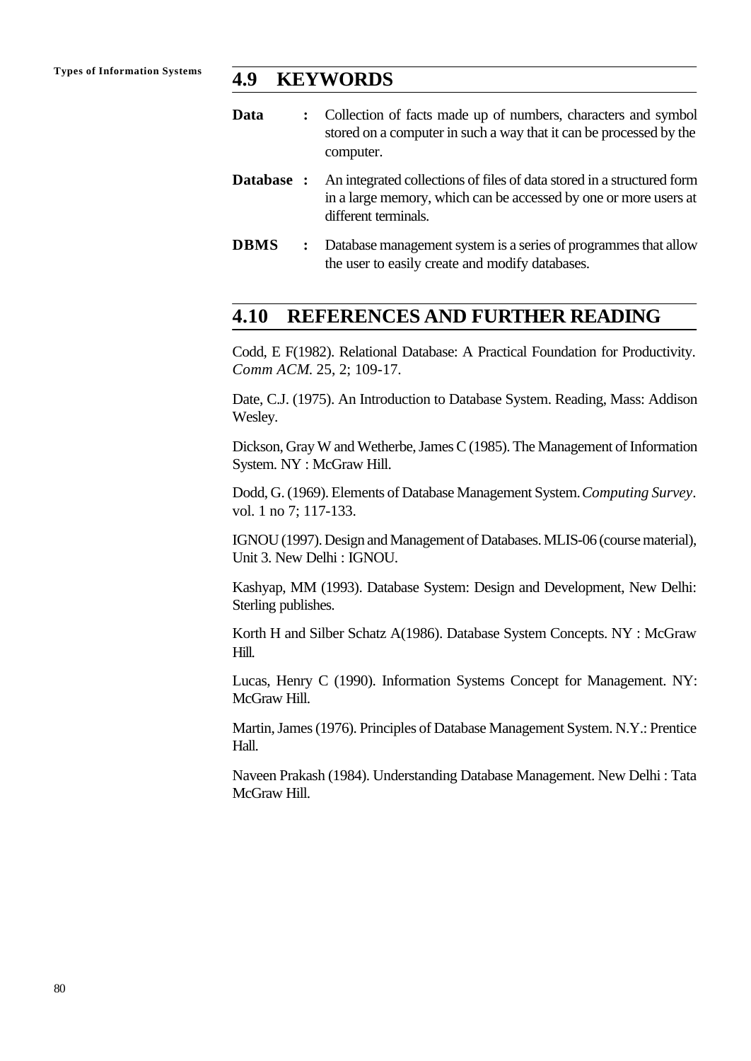## 4.9 KEYWORDS

**Data** : Collection of facts made up of numbers, characters and symbol stored on a computer in such a way that it can be processed by the computer.

**Database** : An integrated collections of files of data stored in a structured form in a large memory, which can be accessed by one or more users at different terminals.

**DBMS** : Database management system is a series of programmes that allow the user to easily create and modify databases.

## 4.10 REFERENCES AND FURTHER READING

Codd, E F(1982). Relational Database: A Practical Foundation for Productivity. *Comm ACM*. 25, 2; 109-17.

Date, C.J. (1975). An Introduction to Database System. Reading, Mass: Addison Wesley.

Dickson, Gray W and Wetherbe, James C (1985). The Management of Information System. NY : McGraw Hill.

Dodd, G. (1969). Elements of Database Management System. *Computing Survey*. vol. 1 no 7; 117-133.

IGNOU (1997). Design and Management of Databases. MLIS-06 (course material), Unit 3. New Delhi : IGNOU.

Kashyap, MM (1993). Database System: Design and Development, New Delhi: Sterling publishes.

Korth H and Silber Schatz A(1986). Database System Concepts. NY : McGraw Hill.

Lucas, Henry C (1990). Information Systems Concept for Management. NY: McGraw Hill.

Martin, James (1976). Principles of Database Management System. N.Y.: Prentice Hall.

Naveen Prakash (1984). Understanding Database Management. New Delhi : Tata McGraw Hill.